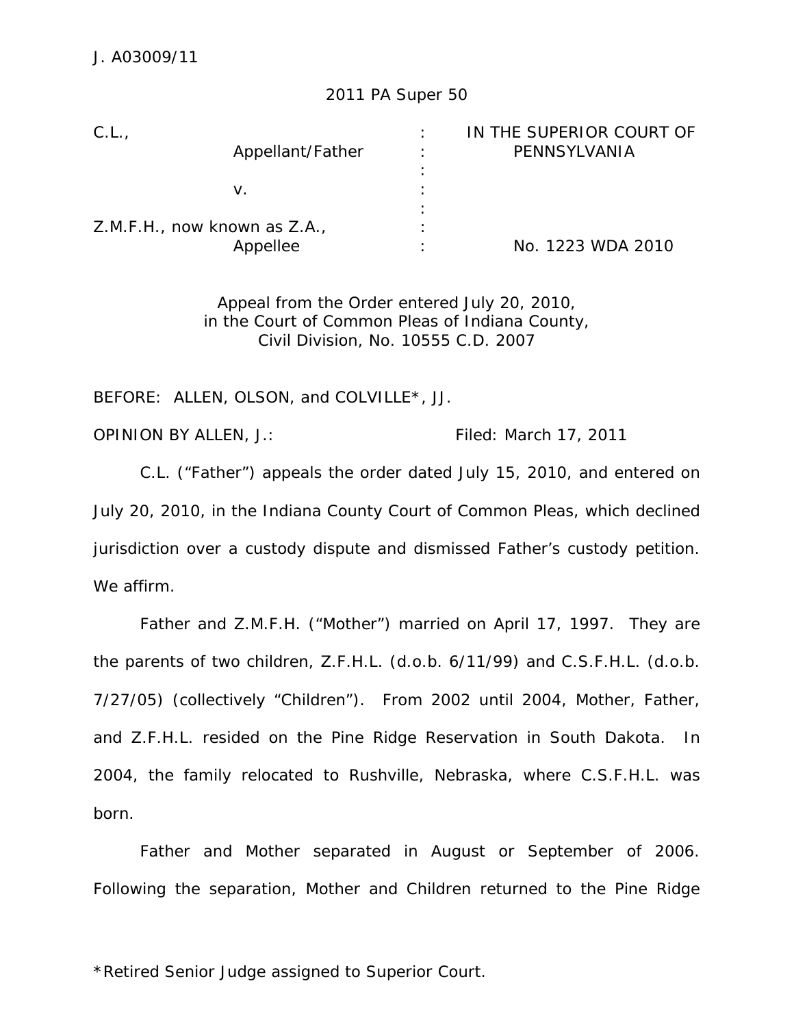J. A03009/11

2011 PA Super 50

| | | |
|---|---|---|
| C.L., Appellant/Father | : | IN THE SUPERIOR COURT OF PENNSYLVANIA |
| v. | : | |
| Z.M.F.H., now known as Z.A., Appellee | : | No. 1223 WDA 2010 |

Appeal from the Order entered July 20, 2010,
in the Court of Common Pleas of Indiana County,
Civil Division, No. 10555 C.D. 2007

BEFORE: ALLEN, OLSON, and COLVILLE*, JJ.

OPINION BY ALLEN, J.: Filed: March 17, 2011

C.L. ("Father") appeals the order dated July 15, 2010, and entered on July 20, 2010, in the Indiana County Court of Common Pleas, which declined jurisdiction over a custody dispute and dismissed Father's custody petition. We affirm.

Father and Z.M.F.H. ("Mother") married on April 17, 1997. They are the parents of two children, Z.F.H.L. (d.o.b. 6/11/99) and C.S.F.H.L. (d.o.b. 7/27/05) (collectively "Children"). From 2002 until 2004, Mother, Father, and Z.F.H.L. resided on the Pine Ridge Reservation in South Dakota. In 2004, the family relocated to Rushville, Nebraska, where C.S.F.H.L. was born.

Father and Mother separated in August or September of 2006. Following the separation, Mother and Children returned to the Pine Ridge

*Retired Senior Judge assigned to Superior Court.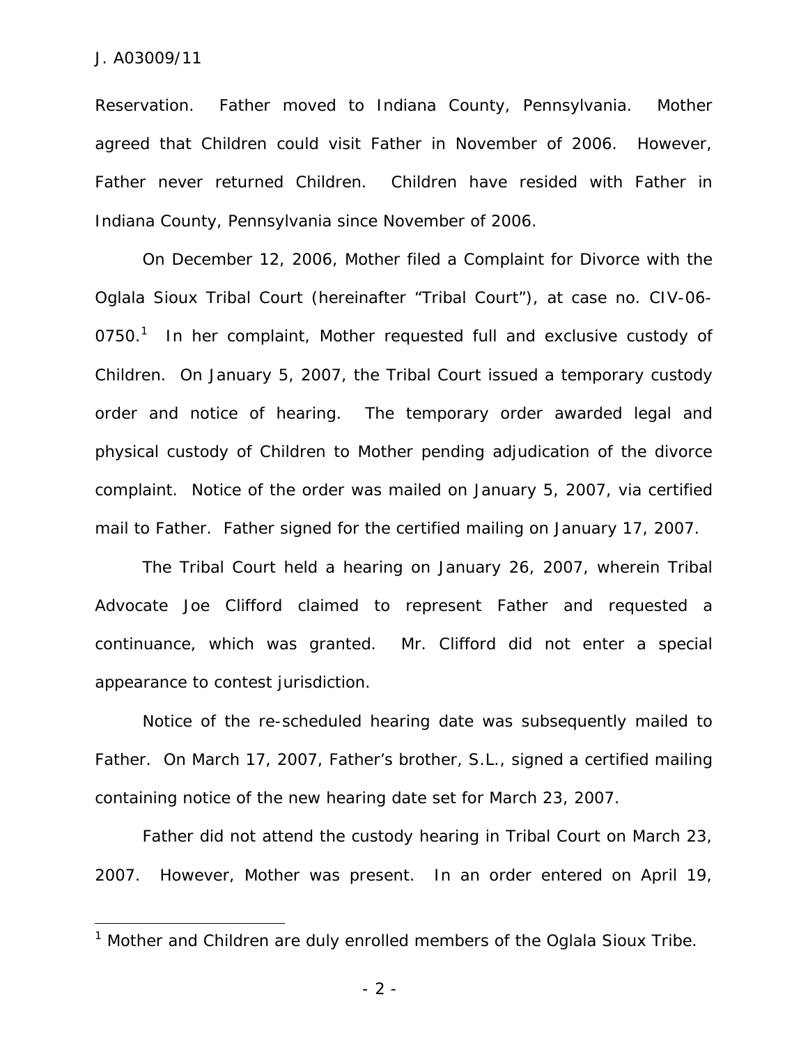Reservation. Father moved to Indiana County, Pennsylvania. Mother agreed that Children could visit Father in November of 2006. However, Father never returned Children. Children have resided with Father in Indiana County, Pennsylvania since November of 2006.

On December 12, 2006, Mother filed a Complaint for Divorce with the Oglala Sioux Tribal Court (hereinafter "Tribal Court"), at case no. CIV-06-0750.[1] In her complaint, Mother requested full and exclusive custody of Children. On January 5, 2007, the Tribal Court issued a temporary custody order and notice of hearing. The temporary order awarded legal and physical custody of Children to Mother pending adjudication of the divorce complaint. Notice of the order was mailed on January 5, 2007, via certified mail to Father. Father signed for the certified mailing on January 17, 2007.

The Tribal Court held a hearing on January 26, 2007, wherein Tribal Advocate Joe Clifford claimed to represent Father and requested a continuance, which was granted. Mr. Clifford did not enter a special appearance to contest jurisdiction.

Notice of the re-scheduled hearing date was subsequently mailed to Father. On March 17, 2007, Father's brother, S.L., signed a certified mailing containing notice of the new hearing date set for March 23, 2007.

Father did not attend the custody hearing in Tribal Court on March 23, 2007. However, Mother was present. In an order entered on April 19,

---

[1] Mother and Children are duly enrolled members of the Oglala Sioux Tribe.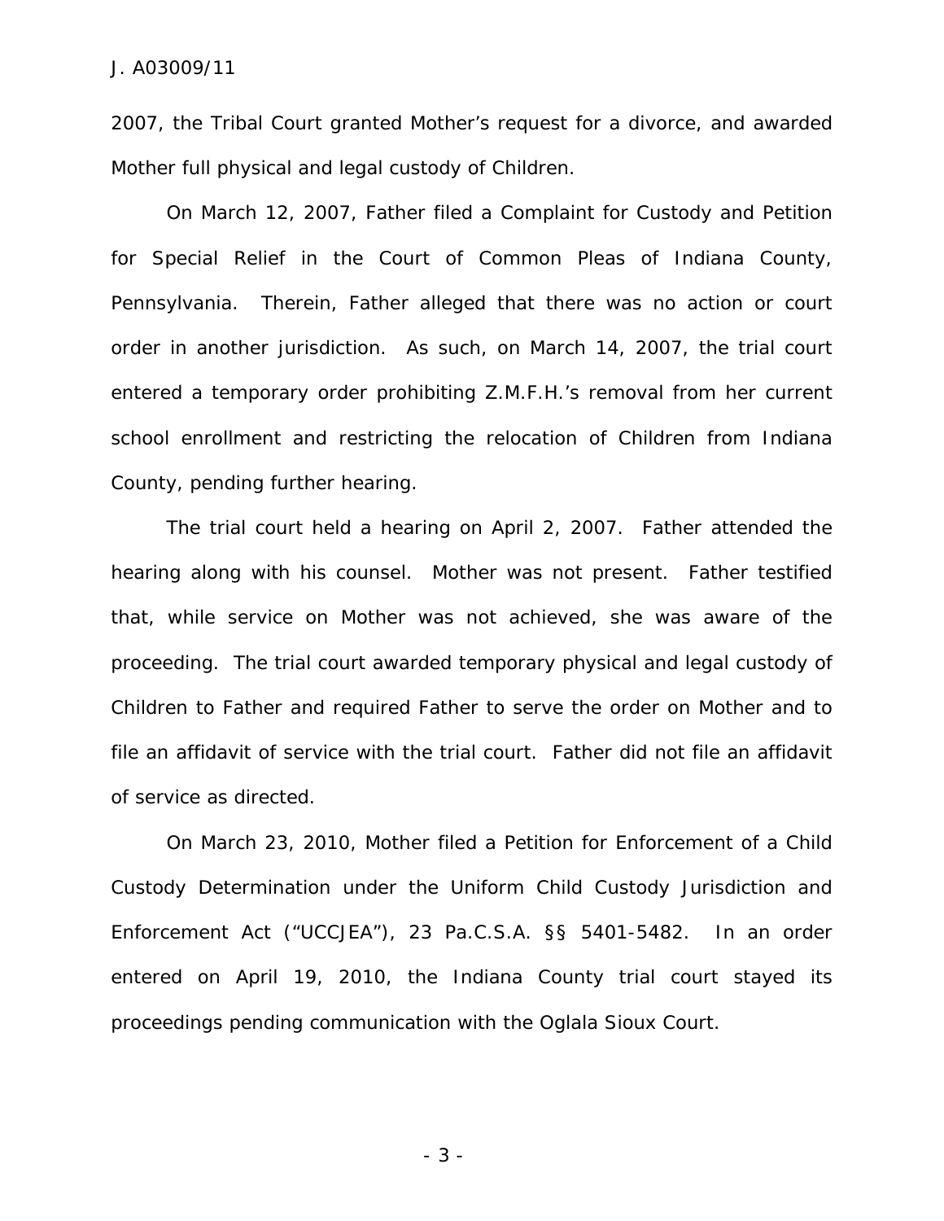2007, the Tribal Court granted Mother's request for a divorce, and awarded Mother full physical and legal custody of Children.

On March 12, 2007, Father filed a Complaint for Custody and Petition for Special Relief in the Court of Common Pleas of Indiana County, Pennsylvania. Therein, Father alleged that there was no action or court order in another jurisdiction. As such, on March 14, 2007, the trial court entered a temporary order prohibiting Z.M.F.H.'s removal from her current school enrollment and restricting the relocation of Children from Indiana County, pending further hearing.

The trial court held a hearing on April 2, 2007. Father attended the hearing along with his counsel. Mother was not present. Father testified that, while service on Mother was not achieved, she was aware of the proceeding. The trial court awarded temporary physical and legal custody of Children to Father and required Father to serve the order on Mother and to file an affidavit of service with the trial court. Father did not file an affidavit of service as directed.

On March 23, 2010, Mother filed a Petition for Enforcement of a Child Custody Determination under the Uniform Child Custody Jurisdiction and Enforcement Act ("UCCJEA"), 23 Pa.C.S.A. §§ 5401-5482. In an order entered on April 19, 2010, the Indiana County trial court stayed its proceedings pending communication with the Oglala Sioux Court.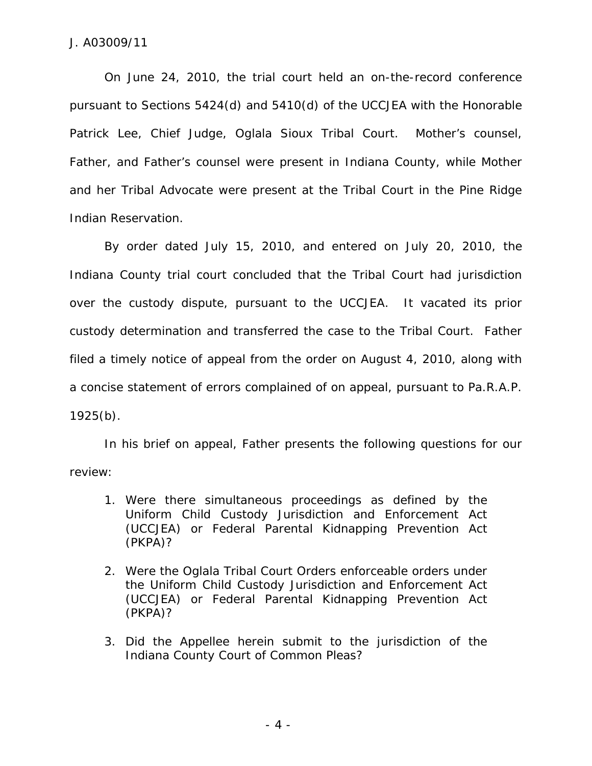On June 24, 2010, the trial court held an on-the-record conference pursuant to Sections 5424(d) and 5410(d) of the UCCJEA with the Honorable Patrick Lee, Chief Judge, Oglala Sioux Tribal Court. Mother's counsel, Father, and Father's counsel were present in Indiana County, while Mother and her Tribal Advocate were present at the Tribal Court in the Pine Ridge Indian Reservation.

By order dated July 15, 2010, and entered on July 20, 2010, the Indiana County trial court concluded that the Tribal Court had jurisdiction over the custody dispute, pursuant to the UCCJEA. It vacated its prior custody determination and transferred the case to the Tribal Court. Father filed a timely notice of appeal from the order on August 4, 2010, along with a concise statement of errors complained of on appeal, pursuant to Pa.R.A.P. 1925(b).

In his brief on appeal, Father presents the following questions for our review:

1. Were there simultaneous proceedings as defined by the Uniform Child Custody Jurisdiction and Enforcement Act (UCCJEA) or Federal Parental Kidnapping Prevention Act (PKPA)?

2. Were the Oglala Tribal Court Orders enforceable orders under the Uniform Child Custody Jurisdiction and Enforcement Act (UCCJEA) or Federal Parental Kidnapping Prevention Act (PKPA)?

3. Did the Appellee herein submit to the jurisdiction of the Indiana County Court of Common Pleas?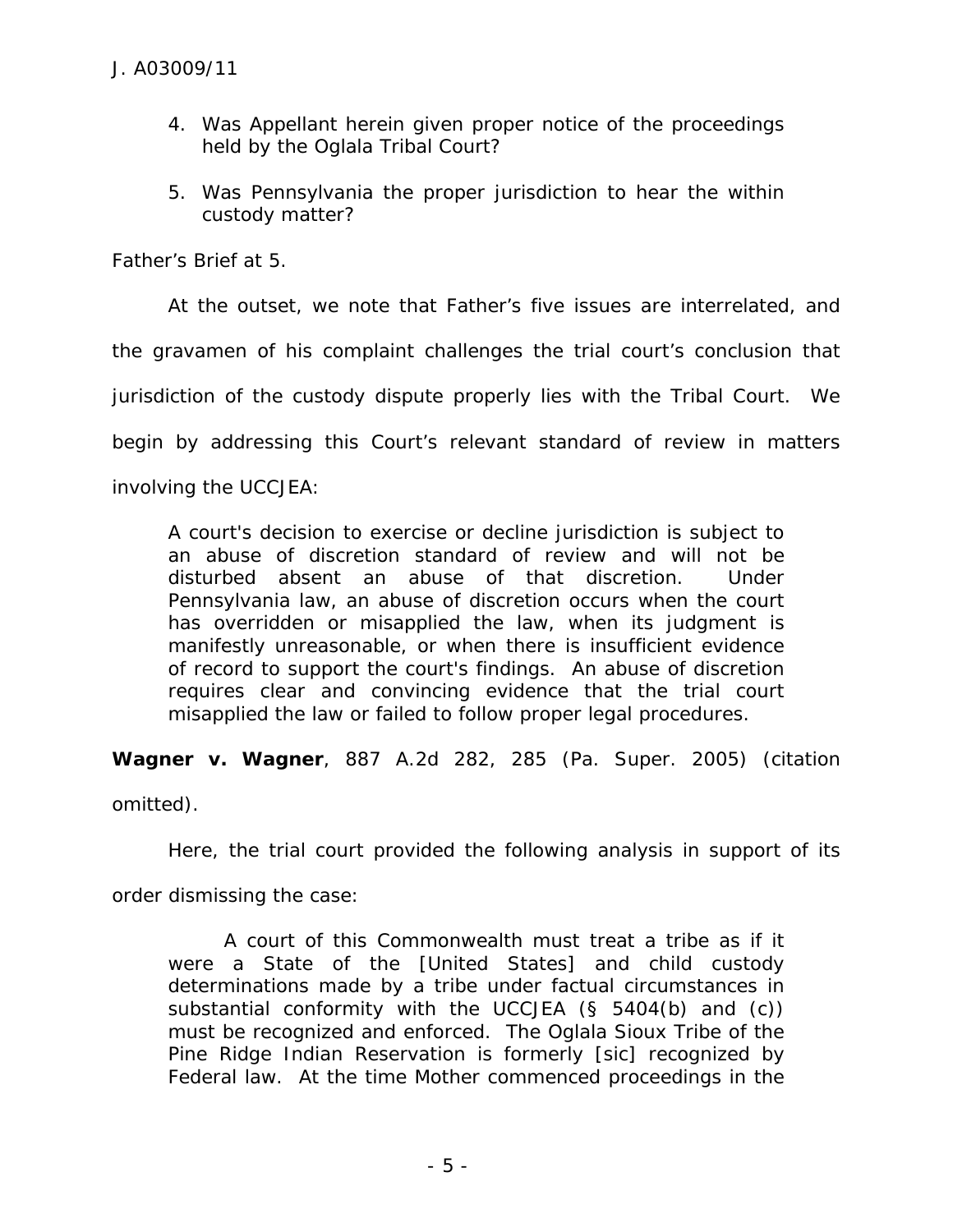4. Was Appellant herein given proper notice of the proceedings held by the Oglala Tribal Court?

5. Was Pennsylvania the proper jurisdiction to hear the within custody matter?

Father's Brief at 5.

At the outset, we note that Father's five issues are interrelated, and the gravamen of his complaint challenges the trial court's conclusion that jurisdiction of the custody dispute properly lies with the Tribal Court. We begin by addressing this Court's relevant standard of review in matters involving the UCCJEA:

> A court's decision to exercise or decline jurisdiction is subject to an abuse of discretion standard of review and will not be disturbed absent an abuse of that discretion. Under Pennsylvania law, an abuse of discretion occurs when the court has overridden or misapplied the law, when its judgment is manifestly unreasonable, or when there is insufficient evidence of record to support the court's findings. An abuse of discretion requires clear and convincing evidence that the trial court misapplied the law or failed to follow proper legal procedures.

**Wagner v. Wagner**, 887 A.2d 282, 285 (Pa. Super. 2005) (citation omitted).

Here, the trial court provided the following analysis in support of its order dismissing the case:

> A court of this Commonwealth must treat a tribe as if it were a State of the [United States] and child custody determinations made by a tribe under factual circumstances in substantial conformity with the UCCJEA (§ 5404(b) and (c)) must be recognized and enforced. The Oglala Sioux Tribe of the Pine Ridge Indian Reservation is formerly [sic] recognized by Federal law. At the time Mother commenced proceedings in the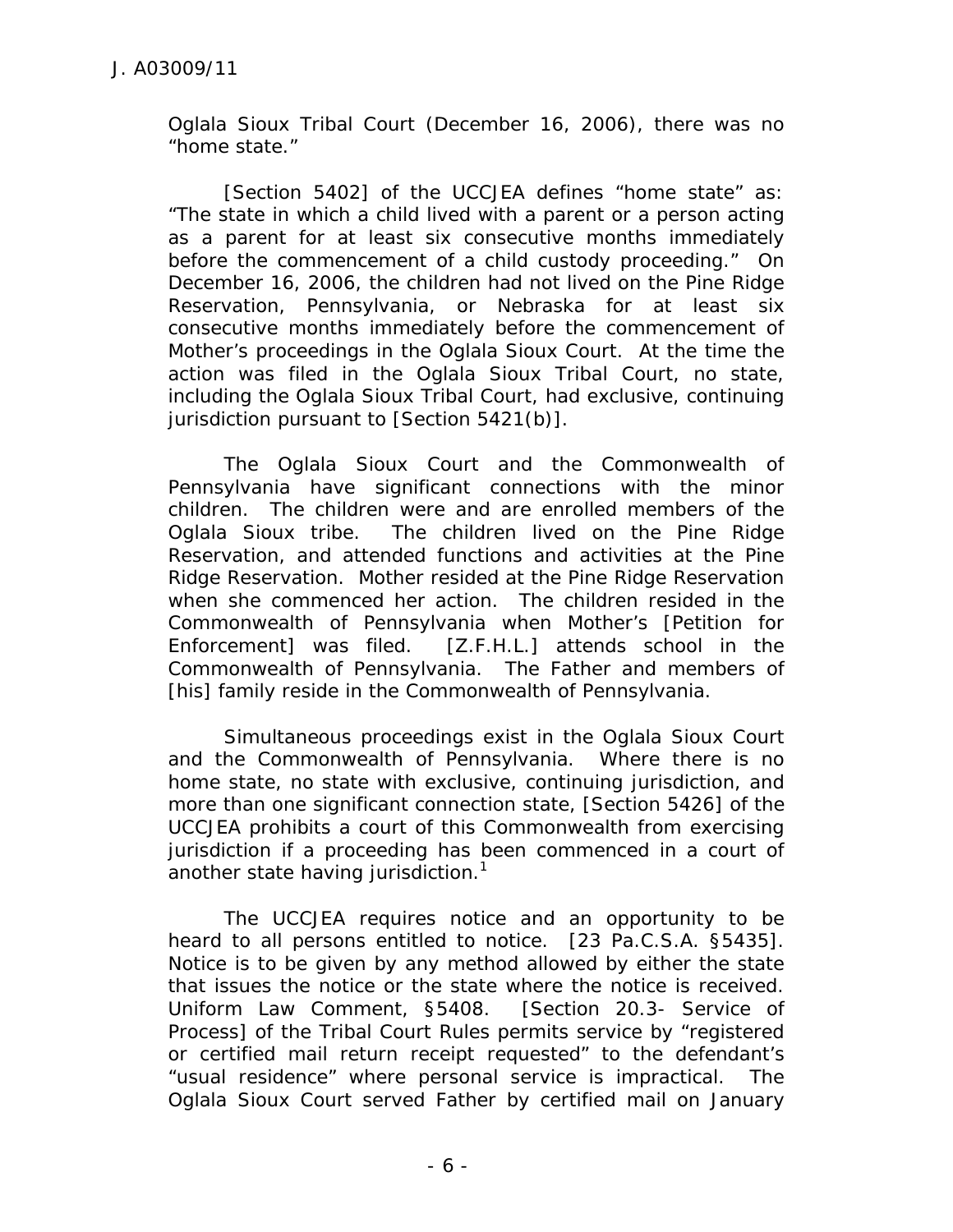Oglala Sioux Tribal Court (December 16, 2006), there was no "home state."

[Section 5402] of the UCCJEA defines "home state" as: "The state in which a child lived with a parent or a person acting as a parent for at least six consecutive months immediately before the commencement of a child custody proceeding." On December 16, 2006, the children had not lived on the Pine Ridge Reservation, Pennsylvania, or Nebraska for at least six consecutive months immediately before the commencement of Mother's proceedings in the Oglala Sioux Court. At the time the action was filed in the Oglala Sioux Tribal Court, no state, including the Oglala Sioux Tribal Court, had exclusive, continuing jurisdiction pursuant to [Section 5421(b)].

The Oglala Sioux Court and the Commonwealth of Pennsylvania have significant connections with the minor children. The children were and are enrolled members of the Oglala Sioux tribe. The children lived on the Pine Ridge Reservation, and attended functions and activities at the Pine Ridge Reservation. Mother resided at the Pine Ridge Reservation when she commenced her action. The children resided in the Commonwealth of Pennsylvania when Mother's [Petition for Enforcement] was filed. [Z.F.H.L.] attends school in the Commonwealth of Pennsylvania. The Father and members of [his] family reside in the Commonwealth of Pennsylvania.

Simultaneous proceedings exist in the Oglala Sioux Court and the Commonwealth of Pennsylvania. Where there is no home state, no state with exclusive, continuing jurisdiction, and more than one significant connection state, [Section 5426] of the UCCJEA prohibits a court of this Commonwealth from exercising jurisdiction if a proceeding has been commenced in a court of another state having jurisdiction.[1]

The UCCJEA requires notice and an opportunity to be heard to all persons entitled to notice. [23 Pa.C.S.A. §5435]. Notice is to be given by any method allowed by either the state that issues the notice or the state where the notice is received. Uniform Law Comment, §5408. [Section 20.3- Service of Process] of the Tribal Court Rules permits service by "registered or certified mail return receipt requested" to the defendant's "usual residence" where personal service is impractical. The Oglala Sioux Court served Father by certified mail on January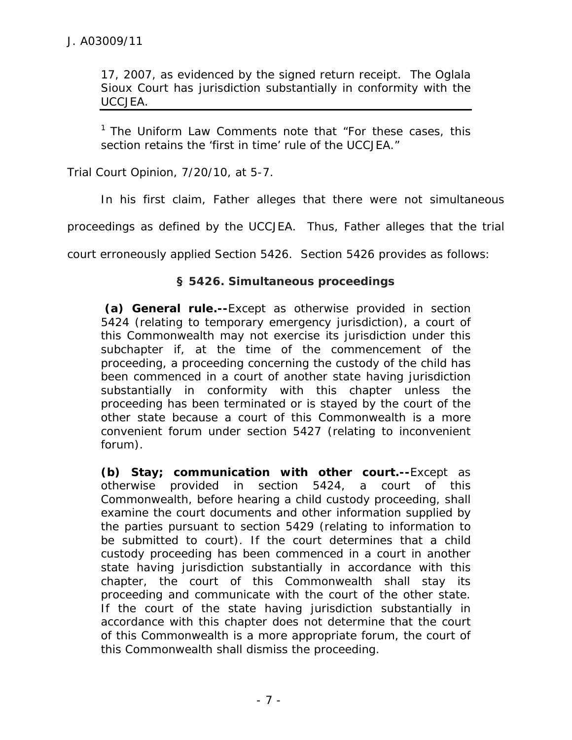> 17, 2007, as evidenced by the signed return receipt. The Oglala Sioux Court has jurisdiction substantially in conformity with the UCCJEA.
>
> ---
>
> [1] The Uniform Law Comments note that "For these cases, this section retains the 'first in time' rule of the UCCJEA."

Trial Court Opinion, 7/20/10, at 5-7.

In his first claim, Father alleges that there were not simultaneous proceedings as defined by the UCCJEA. Thus, Father alleges that the trial court erroneously applied Section 5426. Section 5426 provides as follows:

> **§ 5426. Simultaneous proceedings**
>
> **(a) General rule.--**Except as otherwise provided in section 5424 (relating to temporary emergency jurisdiction), a court of this Commonwealth may not exercise its jurisdiction under this subchapter if, at the time of the commencement of the proceeding, a proceeding concerning the custody of the child has been commenced in a court of another state having jurisdiction substantially in conformity with this chapter unless the proceeding has been terminated or is stayed by the court of the other state because a court of this Commonwealth is a more convenient forum under section 5427 (relating to inconvenient forum).
>
> **(b) Stay; communication with other court.--**Except as otherwise provided in section 5424, a court of this Commonwealth, before hearing a child custody proceeding, shall examine the court documents and other information supplied by the parties pursuant to section 5429 (relating to information to be submitted to court). If the court determines that a child custody proceeding has been commenced in a court in another state having jurisdiction substantially in accordance with this chapter, the court of this Commonwealth shall stay its proceeding and communicate with the court of the other state. If the court of the state having jurisdiction substantially in accordance with this chapter does not determine that the court of this Commonwealth is a more appropriate forum, the court of this Commonwealth shall dismiss the proceeding.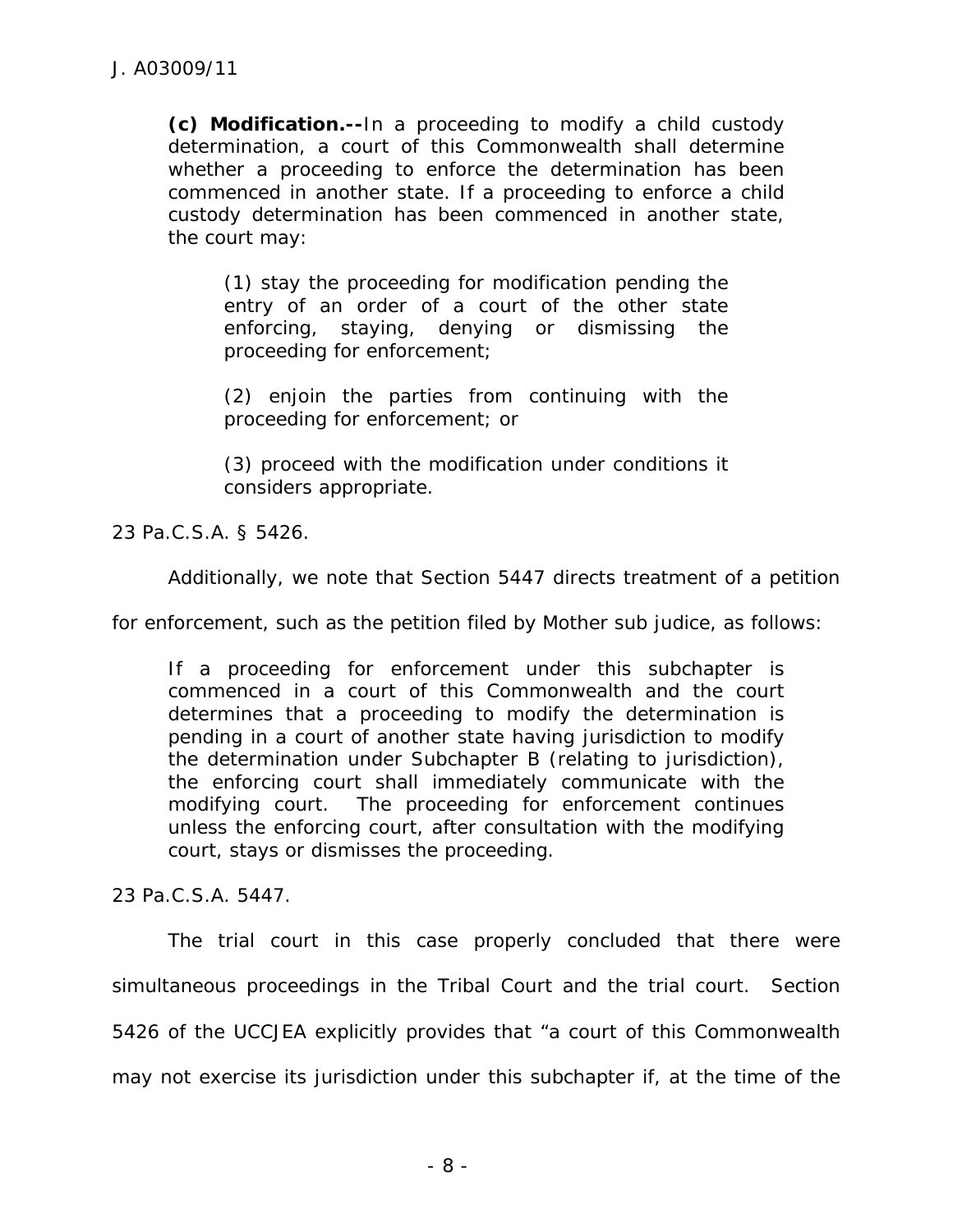> **(c) Modification.--**In a proceeding to modify a child custody determination, a court of this Commonwealth shall determine whether a proceeding to enforce the determination has been commenced in another state. If a proceeding to enforce a child custody determination has been commenced in another state, the court may:
>
> > (1) stay the proceeding for modification pending the entry of an order of a court of the other state enforcing, staying, denying or dismissing the proceeding for enforcement;
> >
> > (2) enjoin the parties from continuing with the proceeding for enforcement; or
> >
> > (3) proceed with the modification under conditions it considers appropriate.

23 Pa.C.S.A. § 5426.

Additionally, we note that Section 5447 directs treatment of a petition for enforcement, such as the petition filed by Mother sub judice, as follows:

> If a proceeding for enforcement under this subchapter is commenced in a court of this Commonwealth and the court determines that a proceeding to modify the determination is pending in a court of another state having jurisdiction to modify the determination under Subchapter B (relating to jurisdiction), the enforcing court shall immediately communicate with the modifying court. The proceeding for enforcement continues unless the enforcing court, after consultation with the modifying court, stays or dismisses the proceeding.

23 Pa.C.S.A. 5447.

The trial court in this case properly concluded that there were simultaneous proceedings in the Tribal Court and the trial court. Section 5426 of the UCCJEA explicitly provides that "a court of this Commonwealth may not exercise its jurisdiction under this subchapter if, at the time of the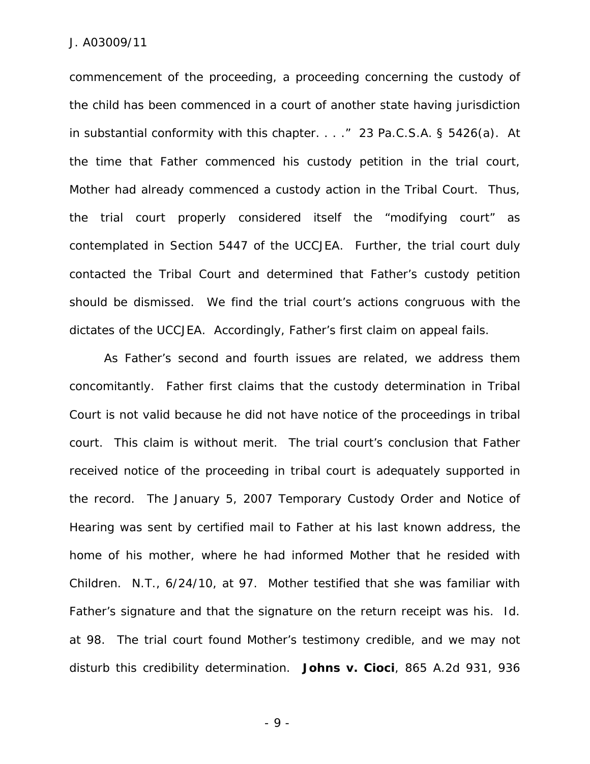commencement of the proceeding, a proceeding concerning the custody of the child has been commenced in a court of another state having jurisdiction in substantial conformity with this chapter. . . ." 23 Pa.C.S.A. § 5426(a). At the time that Father commenced his custody petition in the trial court, Mother had already commenced a custody action in the Tribal Court. Thus, the trial court properly considered itself the "modifying court" as contemplated in Section 5447 of the UCCJEA. Further, the trial court duly contacted the Tribal Court and determined that Father's custody petition should be dismissed. We find the trial court's actions congruous with the dictates of the UCCJEA. Accordingly, Father's first claim on appeal fails.

As Father's second and fourth issues are related, we address them concomitantly. Father first claims that the custody determination in Tribal Court is not valid because he did not have notice of the proceedings in tribal court. This claim is without merit. The trial court's conclusion that Father received notice of the proceeding in tribal court is adequately supported in the record. The January 5, 2007 Temporary Custody Order and Notice of Hearing was sent by certified mail to Father at his last known address, the home of his mother, where he had informed Mother that he resided with Children. N.T., 6/24/10, at 97. Mother testified that she was familiar with Father's signature and that the signature on the return receipt was his. *Id.* at 98. The trial court found Mother's testimony credible, and we may not disturb this credibility determination. ***Johns v. Cioci***, 865 A.2d 931, 936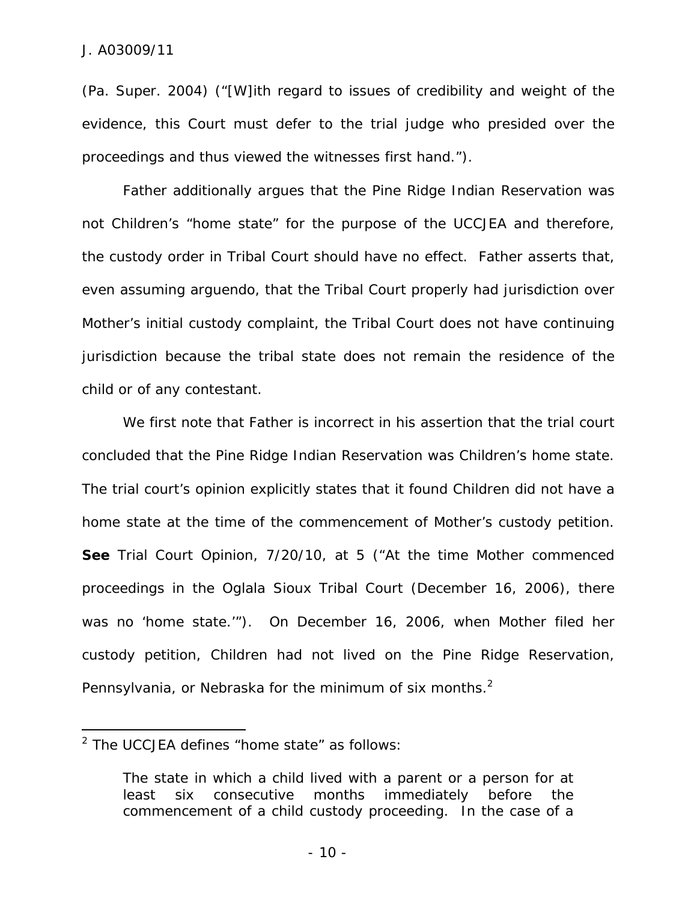(Pa. Super. 2004) ("[W]ith regard to issues of credibility and weight of the evidence, this Court must defer to the trial judge who presided over the proceedings and thus viewed the witnesses first hand.").

Father additionally argues that the Pine Ridge Indian Reservation was not Children's "home state" for the purpose of the UCCJEA and therefore, the custody order in Tribal Court should have no effect. Father asserts that, even assuming arguendo, that the Tribal Court properly had jurisdiction over Mother's initial custody complaint, the Tribal Court does not have continuing jurisdiction because the tribal state does not remain the residence of the child or of any contestant.

We first note that Father is incorrect in his assertion that the trial court concluded that the Pine Ridge Indian Reservation was Children's home state. The trial court's opinion explicitly states that it found Children did not have a home state at the time of the commencement of Mother's custody petition. **See** Trial Court Opinion, 7/20/10, at 5 ("At the time Mother commenced proceedings in the Oglala Sioux Tribal Court (December 16, 2006), there was no 'home state.'"). On December 16, 2006, when Mother filed her custody petition, Children had not lived on the Pine Ridge Reservation, Pennsylvania, or Nebraska for the minimum of six months.[2]

---

[2] The UCCJEA defines "home state" as follows:

> The state in which a child lived with a parent or a person for at least six consecutive months immediately before the commencement of a child custody proceeding. In the case of a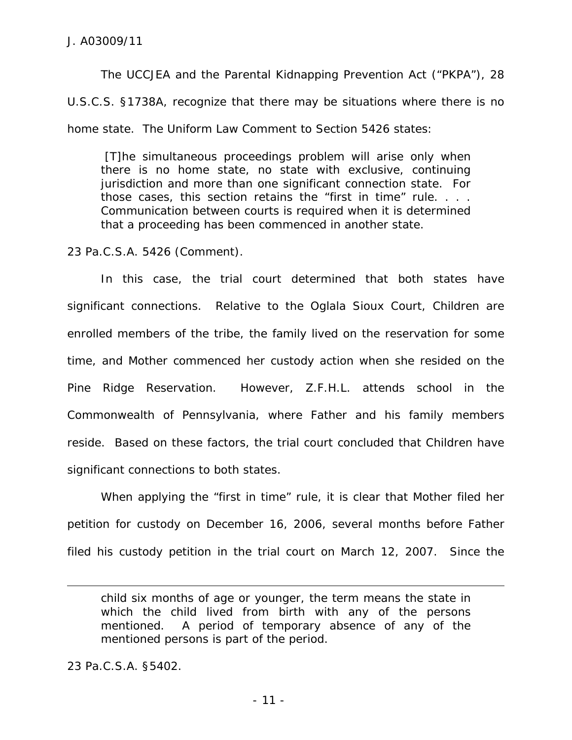The UCCJEA and the Parental Kidnapping Prevention Act ("PKPA"), 28 U.S.C.S. §1738A, recognize that there may be situations where there is no home state. The Uniform Law Comment to Section 5426 states:

> [T]he simultaneous proceedings problem will arise only when there is no home state, no state with exclusive, continuing jurisdiction and more than one significant connection state. For those cases, this section retains the "first in time" rule. . . . Communication between courts is required when it is determined that a proceeding has been commenced in another state.

23 Pa.C.S.A. 5426 (Comment).

In this case, the trial court determined that both states have significant connections. Relative to the Oglala Sioux Court, Children are enrolled members of the tribe, the family lived on the reservation for some time, and Mother commenced her custody action when she resided on the Pine Ridge Reservation. However, Z.F.H.L. attends school in the Commonwealth of Pennsylvania, where Father and his family members reside. Based on these factors, the trial court concluded that Children have significant connections to both states.

When applying the "first in time" rule, it is clear that Mother filed her petition for custody on December 16, 2006, several months before Father filed his custody petition in the trial court on March 12, 2007. Since the

---

> child six months of age or younger, the term means the state in which the child lived from birth with any of the persons mentioned. A period of temporary absence of any of the mentioned persons is part of the period.

23 Pa.C.S.A. §5402.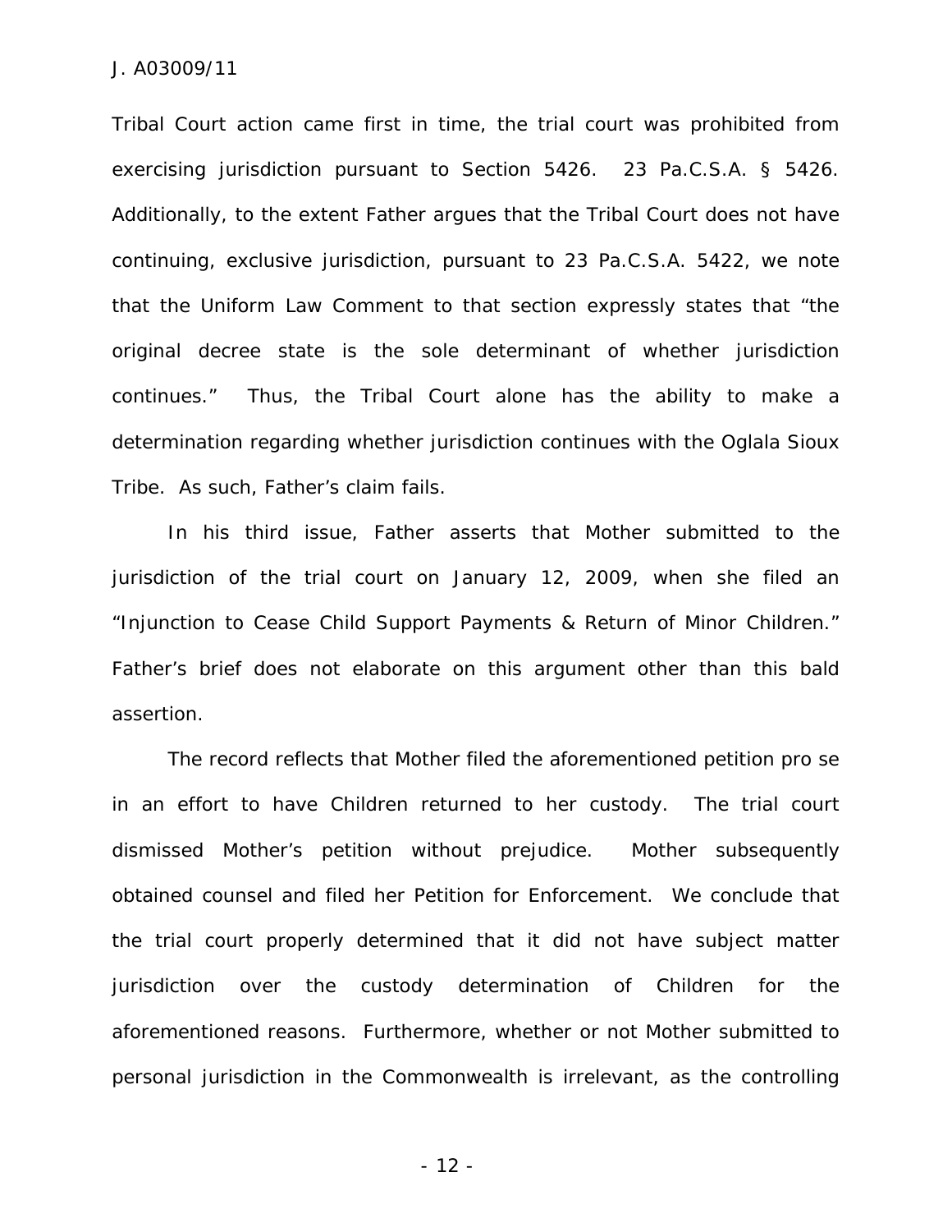Tribal Court action came first in time, the trial court was prohibited from exercising jurisdiction pursuant to Section 5426. 23 Pa.C.S.A. § 5426. Additionally, to the extent Father argues that the Tribal Court does not have continuing, exclusive jurisdiction, pursuant to 23 Pa.C.S.A. 5422, we note that the Uniform Law Comment to that section expressly states that "the original decree state is the sole determinant of whether jurisdiction continues." Thus, the Tribal Court alone has the ability to make a determination regarding whether jurisdiction continues with the Oglala Sioux Tribe. As such, Father's claim fails.

In his third issue, Father asserts that Mother submitted to the jurisdiction of the trial court on January 12, 2009, when she filed an "Injunction to Cease Child Support Payments & Return of Minor Children." Father's brief does not elaborate on this argument other than this bald assertion.

The record reflects that Mother filed the aforementioned petition pro se in an effort to have Children returned to her custody. The trial court dismissed Mother's petition without prejudice. Mother subsequently obtained counsel and filed her Petition for Enforcement. We conclude that the trial court properly determined that it did not have subject matter jurisdiction over the custody determination of Children for the aforementioned reasons. Furthermore, whether or not Mother submitted to personal jurisdiction in the Commonwealth is irrelevant, as the controlling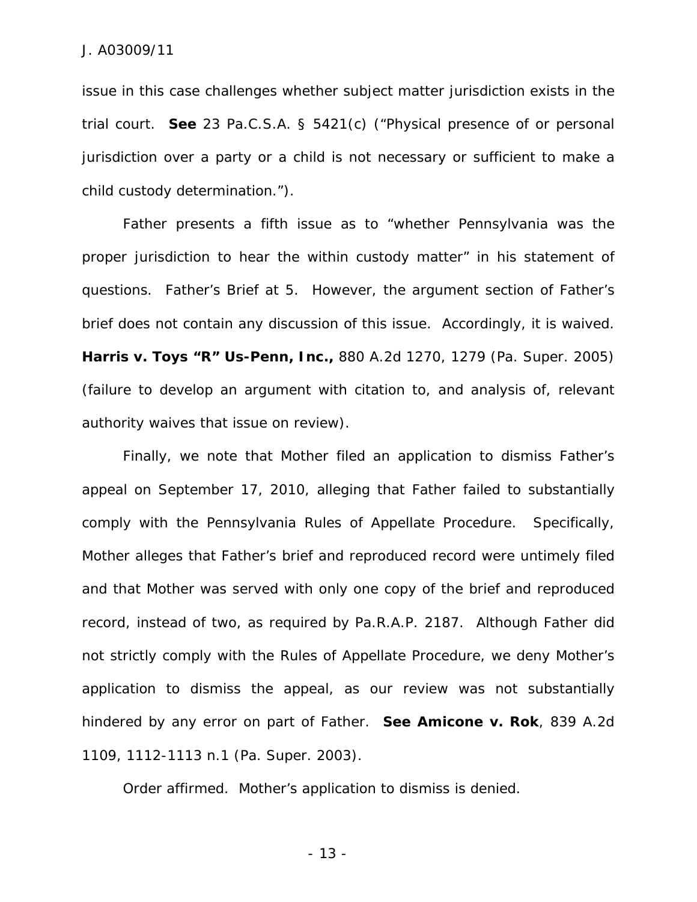issue in this case challenges whether subject matter jurisdiction exists in the trial court. **See** 23 Pa.C.S.A. § 5421(c) ("Physical presence of or personal jurisdiction over a party or a child is not necessary or sufficient to make a child custody determination.").

Father presents a fifth issue as to "whether Pennsylvania was the proper jurisdiction to hear the within custody matter" in his statement of questions. Father's Brief at 5. However, the argument section of Father's brief does not contain any discussion of this issue. Accordingly, it is waived. **Harris v. Toys "R" Us-Penn, Inc.,** 880 A.2d 1270, 1279 (Pa. Super. 2005) (failure to develop an argument with citation to, and analysis of, relevant authority waives that issue on review).

Finally, we note that Mother filed an application to dismiss Father's appeal on September 17, 2010, alleging that Father failed to substantially comply with the Pennsylvania Rules of Appellate Procedure. Specifically, Mother alleges that Father's brief and reproduced record were untimely filed and that Mother was served with only one copy of the brief and reproduced record, instead of two, as required by Pa.R.A.P. 2187. Although Father did not strictly comply with the Rules of Appellate Procedure, we deny Mother's application to dismiss the appeal, as our review was not substantially hindered by any error on part of Father. **See Amicone v. Rok**, 839 A.2d 1109, 1112-1113 n.1 (Pa. Super. 2003).

Order affirmed. Mother's application to dismiss is denied.